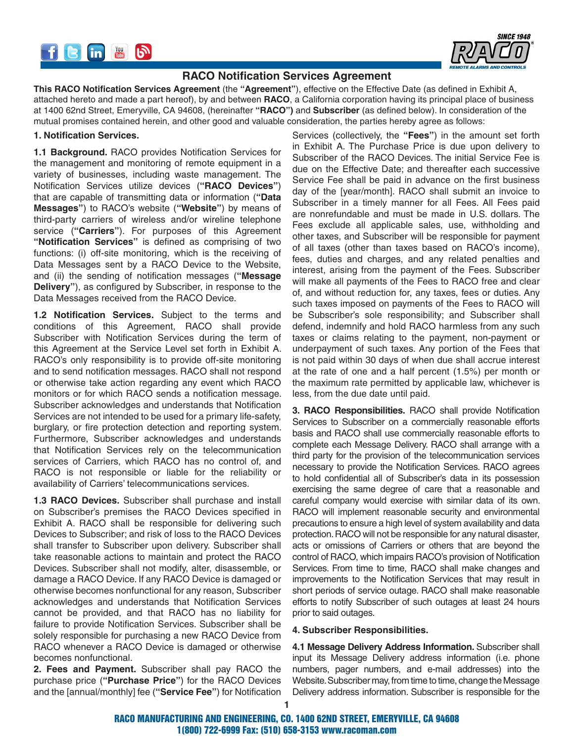# RACO Notification Services Agreement

**This RACO Notification Services Agreement** (the **"Agreement"**), effective on the Effective Date (as defined in Exhibit A, attached hereto and made a part hereof), by and between **RACO**, a California corporation having its principal place of business at 1400 62nd Street, Emeryville, CA 94608, (hereinafter **"RACO")** and **Subscriber** (as defined below). In consideration of the mutual promises contained herein, and other good and valuable consideration, the parties hereby agree as follows:

## 1. Notification Services.

**1.1 Background.** RACO provides Notification Services for the management and monitoring of remote equipment in a variety of businesses, including waste management. The Notification Services utilize devices (**"RACO Devices"**) that are capable of transmitting data or information (**"Data Messages"**) to RACO's website (**"Website"**) by means of third-party carriers of wireless and/or wireline telephone service (**"Carriers"**). For purposes of this Agreement **"Notification Services"** is defined as comprising of two functions: (i) off-site monitoring, which is the receiving of Data Messages sent by a RACO Device to the Website, and (ii) the sending of notification messages (**"Message Delivery"**), as configured by Subscriber, in response to the Data Messages received from the RACO Device.

**1.2 Notification Services.** Subject to the terms and conditions of this Agreement, RACO shall provide Subscriber with Notification Services during the term of this Agreement at the Service Level set forth in Exhibit A. RACO's only responsibility is to provide off-site monitoring and to send notification messages. RACO shall not respond or otherwise take action regarding any event which RACO monitors or for which RACO sends a notification message. Subscriber acknowledges and understands that Notification Services are not intended to be used for a primary life-safety, burglary, or fire protection detection and reporting system. Furthermore, Subscriber acknowledges and understands that Notification Services rely on the telecommunication services of Carriers, which RACO has no control of, and RACO is not responsible or liable for the reliability or availability of Carriers' telecommunications services.

**1.3 RACO Devices.** Subscriber shall purchase and install on Subscriber's premises the RACO Devices specified in Exhibit A. RACO shall be responsible for delivering such Devices to Subscriber; and risk of loss to the RACO Devices shall transfer to Subscriber upon delivery. Subscriber shall take reasonable actions to maintain and protect the RACO Devices. Subscriber shall not modify, alter, disassemble, or damage a RACO Device. If any RACO Device is damaged or otherwise becomes nonfunctional for any reason, Subscriber acknowledges and understands that Notification Services cannot be provided, and that RACO has no liability for failure to provide Notification Services. Subscriber shall be solely responsible for purchasing a new RACO Device from RACO whenever a RACO Device is damaged or otherwise becomes nonfunctional.

**2. Fees and Payment.** Subscriber shall pay RACO the purchase price (**"Purchase Price"**) for the RACO Devices and the [annual/monthly] fee (**"Service Fee"**) for Notification Services (collectively, the **"Fees"**) in the amount set forth in Exhibit A. The Purchase Price is due upon delivery to Subscriber of the RACO Devices. The initial Service Fee is due on the Effective Date; and thereafter each successive Service Fee shall be paid in advance on the first business day of the [year/month]. RACO shall submit an invoice to Subscriber in a timely manner for all Fees. All Fees paid are nonrefundable and must be made in U.S. dollars. The Fees exclude all applicable sales, use, withholding and other taxes, and Subscriber will be responsible for payment of all taxes (other than taxes based on RACO's income), fees, duties and charges, and any related penalties and interest, arising from the payment of the Fees. Subscriber will make all payments of the Fees to RACO free and clear of, and without reduction for, any taxes, fees or duties. Any such taxes imposed on payments of the Fees to RACO will be Subscriber's sole responsibility; and Subscriber shall defend, indemnify and hold RACO harmless from any such taxes or claims relating to the payment, non-payment or underpayment of such taxes. Any portion of the Fees that is not paid within 30 days of when due shall accrue interest at the rate of one and a half percent (1.5%) per month or the maximum rate permitted by applicable law, whichever is less, from the due date until paid.

**3. RACO Responsibilities.** RACO shall provide Notification Services to Subscriber on a commercially reasonable efforts basis and RACO shall use commercially reasonable efforts to complete each Message Delivery. RACO shall arrange with a third party for the provision of the telecommunication services necessary to provide the Notification Services. RACO agrees to hold confidential all of Subscriber's data in its possession exercising the same degree of care that a reasonable and careful company would exercise with similar data of its own. RACO will implement reasonable security and environmental precautions to ensure a high level of system availability and data protection. RACO will not be responsible for any natural disaster, acts or omissions of Carriers or others that are beyond the control of RACO, which impairs RACO's provision of Notification Services. From time to time, RACO shall make changes and improvements to the Notification Services that may result in short periods of service outage. RACO shall make reasonable efforts to notify Subscriber of such outages at least 24 hours prior to said outages.

## 4. Subscriber Responsibilities.

**4.1 Message Delivery Address Information.** Subscriber shall input its Message Delivery address information (i.e. phone numbers, pager numbers, and e-mail addresses) into the Website. Subscriber may, from time to time, change the Message Delivery address information. Subscriber is responsible for the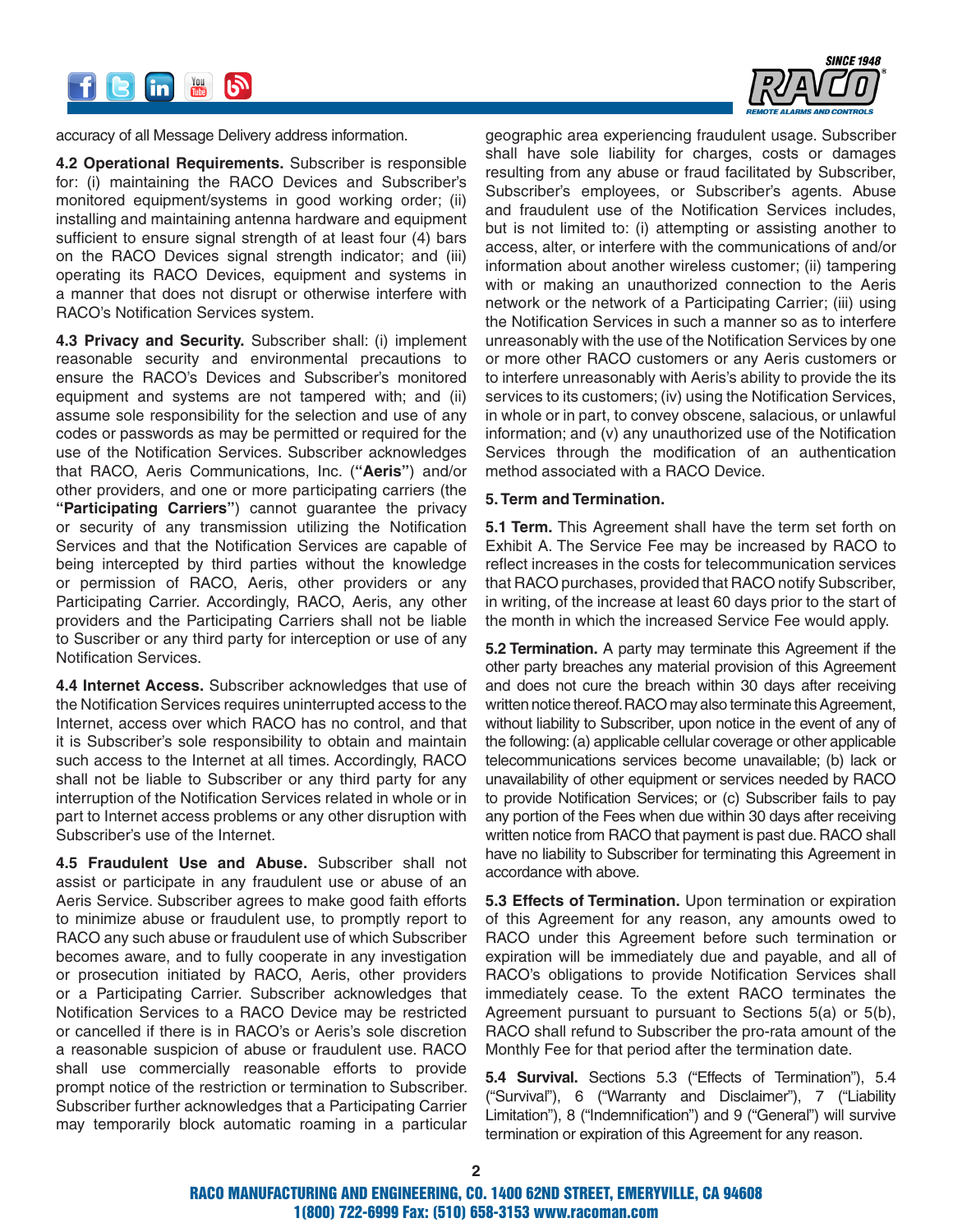accuracy of all Message Delivery address information.

**4.2 Operational Requirements.** Subscriber is responsible for: (i) maintaining the RACO Devices and Subscriber's monitored equipment/systems in good working order; (ii) installing and maintaining antenna hardware and equipment sufficient to ensure signal strength of at least four (4) bars on the RACO Devices signal strength indicator; and (iii) operating its RACO Devices, equipment and systems in a manner that does not disrupt or otherwise interfere with RACO's Notification Services system.

**4.3 Privacy and Security.** Subscriber shall: (i) implement reasonable security and environmental precautions to ensure the RACO's Devices and Subscriber's monitored equipment and systems are not tampered with; and (ii) assume sole responsibility for the selection and use of any codes or passwords as may be permitted or required for the use of the Notification Services. Subscriber acknowledges that RACO, Aeris Communications, Inc. (**"Aeris"**) and/or other providers, and one or more participating carriers (the **"Participating Carriers"**) cannot guarantee the privacy or security of any transmission utilizing the Notification Services and that the Notification Services are capable of being intercepted by third parties without the knowledge or permission of RACO, Aeris, other providers or any Participating Carrier. Accordingly, RACO, Aeris, any other providers and the Participating Carriers shall not be liable to Suscriber or any third party for interception or use of any Notification Services.

**4.4 Internet Access.** Subscriber acknowledges that use of the Notification Services requires uninterrupted access to the Internet, access over which RACO has no control, and that it is Subscriber's sole responsibility to obtain and maintain such access to the Internet at all times. Accordingly, RACO shall not be liable to Subscriber or any third party for any interruption of the Notification Services related in whole or in part to Internet access problems or any other disruption with Subscriber's use of the Internet.

**4.5 Fraudulent Use and Abuse.** Subscriber shall not assist or participate in any fraudulent use or abuse of an Aeris Service. Subscriber agrees to make good faith efforts to minimize abuse or fraudulent use, to promptly report to RACO any such abuse or fraudulent use of which Subscriber becomes aware, and to fully cooperate in any investigation or prosecution initiated by RACO, Aeris, other providers or a Participating Carrier. Subscriber acknowledges that Notification Services to a RACO Device may be restricted or cancelled if there is in RACO's or Aeris's sole discretion a reasonable suspicion of abuse or fraudulent use. RACO shall use commercially reasonable efforts to provide prompt notice of the restriction or termination to Subscriber. Subscriber further acknowledges that a Participating Carrier may temporarily block automatic roaming in a particular geographic area experiencing fraudulent usage. Subscriber shall have sole liability for charges, costs or damages resulting from any abuse or fraud facilitated by Subscriber, Subscriber's employees, or Subscriber's agents. Abuse and fraudulent use of the Notification Services includes, but is not limited to: (i) attempting or assisting another to access, alter, or interfere with the communications of and/or information about another wireless customer; (ii) tampering with or making an unauthorized connection to the Aeris network or the network of a Participating Carrier; (iii) using the Notification Services in such a manner so as to interfere unreasonably with the use of the Notification Services by one or more other RACO customers or any Aeris customers or to interfere unreasonably with Aeris's ability to provide the its services to its customers; (iv) using the Notification Services, in whole or in part, to convey obscene, salacious, or unlawful information; and (v) any unauthorized use of the Notification Services through the modification of an authentication method associated with a RACO Device.

**5. Term and Termination.**

**5.1 Term.** This Agreement shall have the term set forth on Exhibit A. The Service Fee may be increased by RACO to reflect increases in the costs for telecommunication services that RACO purchases, provided that RACO notify Subscriber, in writing, of the increase at least 60 days prior to the start of the month in which the increased Service Fee would apply.

**5.2 Termination.** A party may terminate this Agreement if the other party breaches any material provision of this Agreement and does not cure the breach within 30 days after receiving written notice thereof. RACO may also terminate this Agreement, without liability to Subscriber, upon notice in the event of any of the following: (a) applicable cellular coverage or other applicable telecommunications services become unavailable; (b) lack or unavailability of other equipment or services needed by RACO to provide Notification Services; or (c) Subscriber fails to pay any portion of the Fees when due within 30 days after receiving written notice from RACO that payment is past due. RACO shall have no liability to Subscriber for terminating this Agreement in accordance with above.

**5.3 Effects of Termination.** Upon termination or expiration of this Agreement for any reason, any amounts owed to RACO under this Agreement before such termination or expiration will be immediately due and payable, and all of RACO's obligations to provide Notification Services shall immediately cease. To the extent RACO terminates the Agreement pursuant to pursuant to Sections 5(a) or 5(b), RACO shall refund to Subscriber the pro-rata amount of the Monthly Fee for that period after the termination date.

**5.4 Survival.** Sections 5.3 ("Effects of Termination"), 5.4 ("Survival"), 6 ("Warranty and Disclaimer"), 7 ("Liability Limitation"), 8 ("Indemnification") and 9 ("General") will survive termination or expiration of this Agreement for any reason.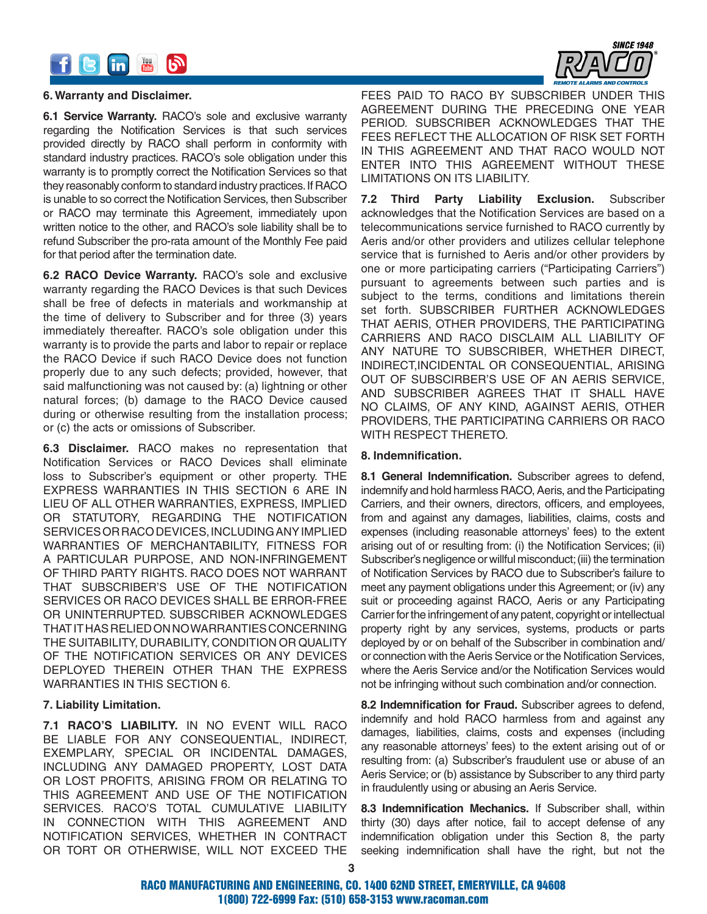**6. Warranty and Disclaimer.**

**6.1 Service Warranty.** RACO's sole and exclusive warranty regarding the Notification Services is that such services provided directly by RACO shall perform in conformity with standard industry practices. RACO's sole obligation under this warranty is to promptly correct the Notification Services so that they reasonably conform to standard industry practices. If RACO is unable to so correct the Notification Services, then Subscriber or RACO may terminate this Agreement, immediately upon written notice to the other, and RACO's sole liability shall be to refund Subscriber the pro-rata amount of the Monthly Fee paid for that period after the termination date.

**6.2 RACO Device Warranty.** RACO's sole and exclusive warranty regarding the RACO Devices is that such Devices shall be free of defects in materials and workmanship at the time of delivery to Subscriber and for three (3) years immediately thereafter. RACO's sole obligation under this warranty is to provide the parts and labor to repair or replace the RACO Device if such RACO Device does not function properly due to any such defects; provided, however, that said malfunctioning was not caused by: (a) lightning or other natural forces; (b) damage to the RACO Device caused during or otherwise resulting from the installation process; or (c) the acts or omissions of Subscriber.

**6.3 Disclaimer.** RACO makes no representation that Notification Services or RACO Devices shall eliminate loss to Subscriber's equipment or other property. THE EXPRESS WARRANTIES IN THIS SECTION 6 ARE IN LIEU OF ALL OTHER WARRANTIES, EXPRESS, IMPLIED OR STATUTORY, REGARDING THE NOTIFICATION SERVICES OR RACO DEVICES, INCLUDING ANY IMPLIED WARRANTIES OF MERCHANTABILITY, FITNESS FOR A PARTICULAR PURPOSE, AND NON-INFRINGEMENT OF THIRD PARTY RIGHTS. RACO DOES NOT WARRANT THAT SUBSCRIBER'S USE OF THE NOTIFICATION SERVICES OR RACO DEVICES SHALL BE ERROR-FREE OR UNINTERRUPTED. SUBSCRIBER ACKNOWLEDGES THAT IT HAS RELIED ON NO WARRANTIES CONCERNING THE SUITABILITY, DURABILITY, CONDITION OR QUALITY OF THE NOTIFICATION SERVICES OR ANY DEVICES DEPLOYED THEREIN OTHER THAN THE EXPRESS WARRANTIES IN THIS SECTION 6.

**7. Liability Limitation.**

**7.1 RACO'S LIABILITY.** IN NO EVENT WILL RACO BE LIABLE FOR ANY CONSEQUENTIAL, INDIRECT, EXEMPLARY, SPECIAL OR INCIDENTAL DAMAGES, INCLUDING ANY DAMAGED PROPERTY, LOST DATA OR LOST PROFITS, ARISING FROM OR RELATING TO THIS AGREEMENT AND USE OF THE NOTIFICATION SERVICES. RACO'S TOTAL CUMULATIVE LIABILITY IN CONNECTION WITH THIS AGREEMENT AND NOTIFICATION SERVICES, WHETHER IN CONTRACT OR TORT OR OTHERWISE, WILL NOT EXCEED THE FEES PAID TO RACO BY SUBSCRIBER UNDER THIS AGREEMENT DURING THE PRECEDING ONE YEAR PERIOD. SUBSCRIBER ACKNOWLEDGES THAT THE FEES REFLECT THE ALLOCATION OF RISK SET FORTH IN THIS AGREEMENT AND THAT RACO WOULD NOT ENTER INTO THIS AGREEMENT WITHOUT THESE LIMITATIONS ON ITS LIABILITY.

**7.2 Third Party Liability Exclusion.** Subscriber acknowledges that the Notification Services are based on a telecommunications service furnished to RACO currently by Aeris and/or other providers and utilizes cellular telephone service that is furnished to Aeris and/or other providers by one or more participating carriers ("Participating Carriers") pursuant to agreements between such parties and is subject to the terms, conditions and limitations therein set forth. SUBSCRIBER FURTHER ACKNOWLEDGES THAT AERIS, OTHER PROVIDERS, THE PARTICIPATING CARRIERS AND RACO DISCLAIM ALL LIABILITY OF ANY NATURE TO SUBSCRIBER, WHETHER DIRECT, INDIRECT,INCIDENTAL OR CONSEQUENTIAL, ARISING OUT OF SUBSCRIBER'S USE OF AN AERIS SERVICE, AND SUBSCRIBER AGREES THAT IT SHALL HAVE NO CLAIMS, OF ANY KIND, AGAINST AERIS, OTHER PROVIDERS, THE PARTICIPATING CARRIERS OR RACO WITH RESPECT THERETO.

**8. Indemnification.**

**8.1 General Indemnification.** Subscriber agrees to defend, indemnify and hold harmless RACO, Aeris, and the Participating Carriers, and their owners, directors, officers, and employees, from and against any damages, liabilities, claims, costs and expenses (including reasonable attorneys' fees) to the extent arising out of or resulting from: (i) the Notification Services; (ii) Subscriber's negligence or willful misconduct; (iii) the termination of Notification Services by RACO due to Subscriber's failure to meet any payment obligations under this Agreement; or (iv) any suit or proceeding against RACO, Aeris or any Participating Carrier for the infringement of any patent, copyright or intellectual property right by any services, systems, products or parts deployed by or on behalf of the Subscriber in combination and/or connection with the Aeris Service or the Notification Services, where the Aeris Service and/or the Notification Services would not be infringing without such combination and/or connection.

**8.2 Indemnification for Fraud.** Subscriber agrees to defend, indemnify and hold RACO harmless from and against any damages, liabilities, claims, costs and expenses (including any reasonable attorneys' fees) to the extent arising out of or resulting from: (a) Subscriber's fraudulent use or abuse of an Aeris Service; or (b) assistance by Subscriber to any third party in fraudulently using or abusing an Aeris Service.

**8.3 Indemnification Mechanics.** If Subscriber shall, within thirty (30) days after notice, fail to accept defense of any indemnification obligation under this Section 8, the party seeking indemnification shall have the right, but not the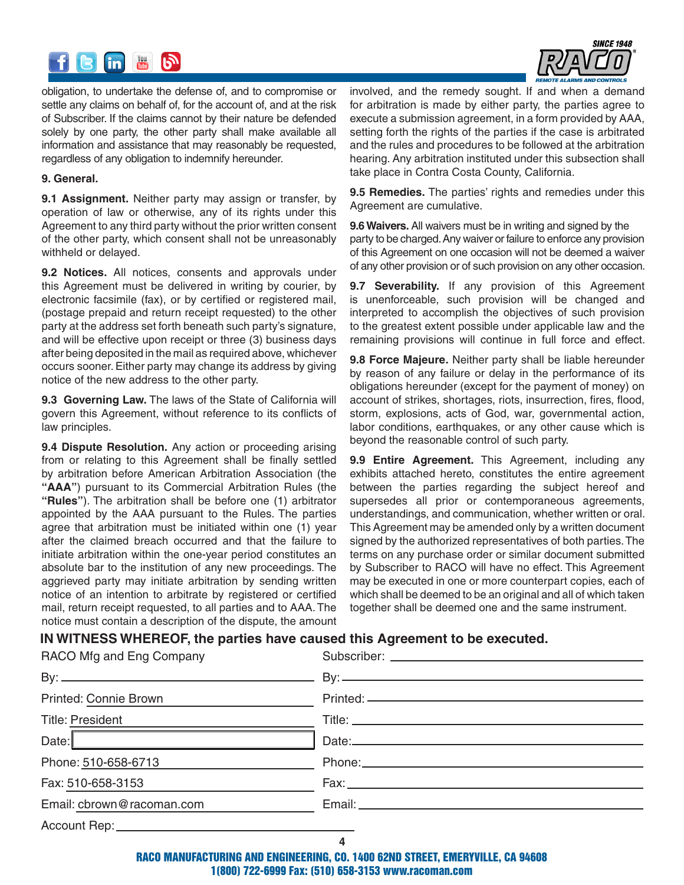obligation, to undertake the defense of, and to compromise or settle any claims on behalf of, for the account of, and at the risk of Subscriber. If the claims cannot by their nature be defended solely by one party, the other party shall make available all information and assistance that may reasonably be requested, regardless of any obligation to indemnify hereunder.

**9. General.**

**9.1 Assignment.** Neither party may assign or transfer, by operation of law or otherwise, any of its rights under this Agreement to any third party without the prior written consent of the other party, which consent shall not be unreasonably withheld or delayed.

**9.2 Notices.** All notices, consents and approvals under this Agreement must be delivered in writing by courier, by electronic facsimile (fax), or by certified or registered mail, (postage prepaid and return receipt requested) to the other party at the address set forth beneath such party's signature, and will be effective upon receipt or three (3) business days after being deposited in the mail as required above, whichever occurs sooner. Either party may change its address by giving notice of the new address to the other party.

**9.3 Governing Law.** The laws of the State of California will govern this Agreement, without reference to its conflicts of law principles.

**9.4 Dispute Resolution.** Any action or proceeding arising from or relating to this Agreement shall be finally settled by arbitration before American Arbitration Association (the **"AAA"**) pursuant to its Commercial Arbitration Rules (the **"Rules"**). The arbitration shall be before one (1) arbitrator appointed by the AAA pursuant to the Rules. The parties agree that arbitration must be initiated within one (1) year after the claimed breach occurred and that the failure to initiate arbitration within the one-year period constitutes an absolute bar to the institution of any new proceedings. The aggrieved party may initiate arbitration by sending written notice of an intention to arbitrate by registered or certified mail, return receipt requested, to all parties and to AAA. The notice must contain a description of the dispute, the amount involved, and the remedy sought. If and when a demand for arbitration is made by either party, the parties agree to execute a submission agreement, in a form provided by AAA, setting forth the rights of the parties if the case is arbitrated and the rules and procedures to be followed at the arbitration hearing. Any arbitration instituted under this subsection shall take place in Contra Costa County, California.

**9.5 Remedies.** The parties' rights and remedies under this Agreement are cumulative.

**9.6 Waivers.** All waivers must be in writing and signed by the party to be charged. Any waiver or failure to enforce any provision of this Agreement on one occasion will not be deemed a waiver of any other provision or of such provision on any other occasion.

**9.7 Severability.** If any provision of this Agreement is unenforceable, such provision will be changed and interpreted to accomplish the objectives of such provision to the greatest extent possible under applicable law and the remaining provisions will continue in full force and effect.

**9.8 Force Majeure.** Neither party shall be liable hereunder by reason of any failure or delay in the performance of its obligations hereunder (except for the payment of money) on account of strikes, shortages, riots, insurrection, fires, flood, storm, explosions, acts of God, war, governmental action, labor conditions, earthquakes, or any other cause which is beyond the reasonable control of such party.

**9.9 Entire Agreement.** This Agreement, including any exhibits attached hereto, constitutes the entire agreement between the parties regarding the subject hereof and supersedes all prior or contemporaneous agreements, understandings, and communication, whether written or oral. This Agreement may be amended only by a written document signed by the authorized representatives of both parties. The terms on any purchase order or similar document submitted by Subscriber to RACO will have no effect. This Agreement may be executed in one or more counterpart copies, each of which shall be deemed to be an original and all of which taken together shall be deemed one and the same instrument.

**IN WITNESS WHEREOF, the parties have caused this Agreement to be executed.**

| RACO Mfg and Eng Company | Subscriber: ______________ |
|---|---|
| By: ______________ | By: ______________ |
| Printed: Connie Brown | Printed: ______________ |
| Title: President | Title: ______________ |
| Date: ______________ | Date: ______________ |
| Phone: 510-658-6713 | Phone: ______________ |
| Fax: 510-658-3153 | Fax: ______________ |
| Email: cbrown@racoman.com | Email: ______________ |
| Account Rep: ______________ | |

RACO MANUFACTURING AND ENGINEERING, CO. 1400 62ND STREET, EMERYVILLE, CA 94608
1(800) 722-6999 Fax: (510) 658-3153 www.racoman.com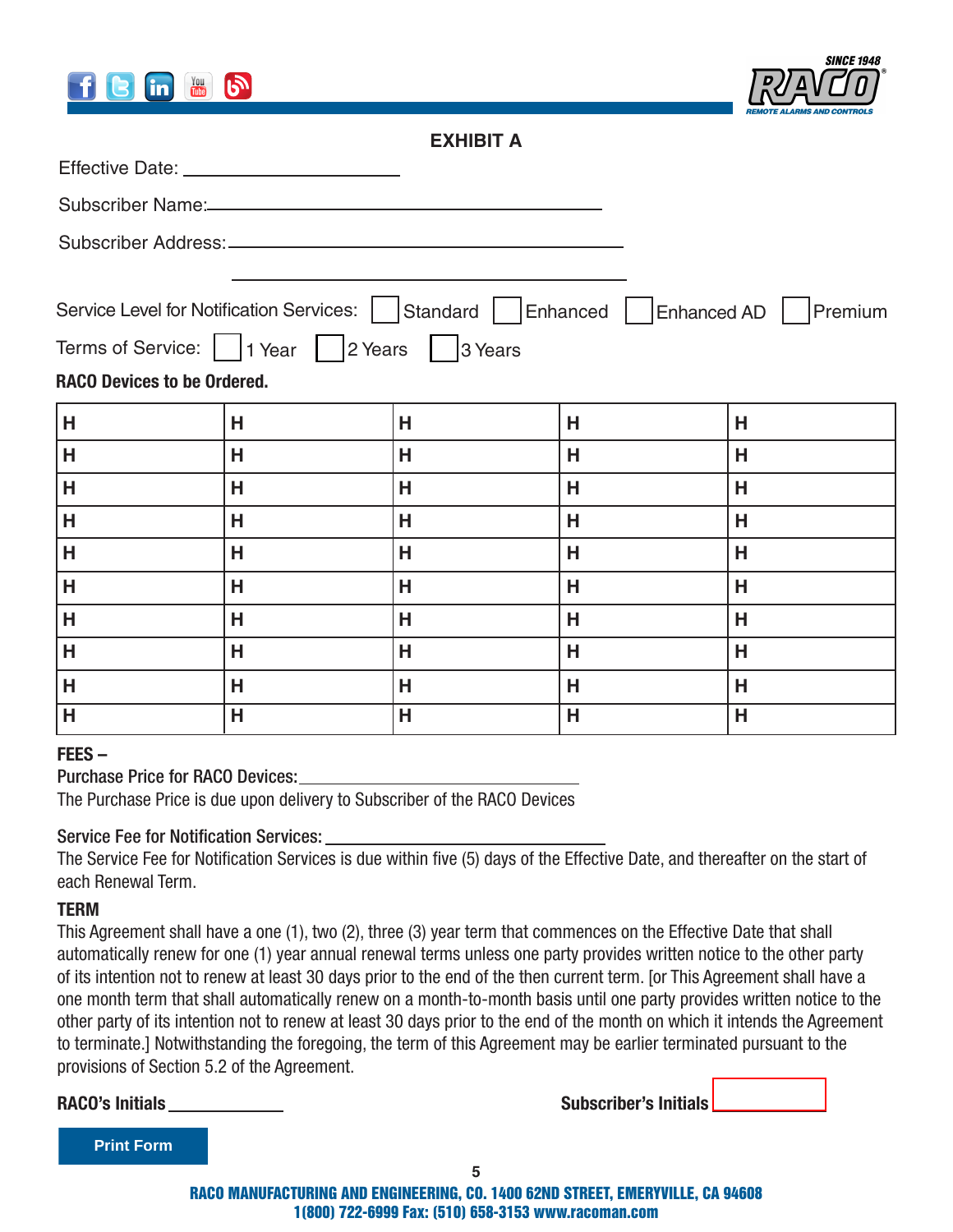# EXHIBIT A

Effective Date: ______________________

Subscriber Name: ________________________________________

Subscriber Address: ________________________________________

________________________________________

Service Level for Notification Services: ☐ Standard ☐ Enhanced ☐ Enhanced AD ☐ Premium

Terms of Service: ☐ 1 Year ☐ 2 Years ☐ 3 Years

**RACO Devices to be Ordered.**

| | | | | |
|---|---|---|---|---|
| H | H | H | H | H |
| H | H | H | H | H |
| H | H | H | H | H |
| H | H | H | H | H |
| H | H | H | H | H |
| H | H | H | H | H |
| H | H | H | H | H |
| H | H | H | H | H |
| H | H | H | H | H |
| H | H | H | H | H |

**FEES –**

Purchase Price for RACO Devices: ______________________________

The Purchase Price is due upon delivery to Subscriber of the RACO Devices

Service Fee for Notification Services: ______________________________

The Service Fee for Notification Services is due within five (5) days of the Effective Date, and thereafter on the start of each Renewal Term.

**TERM**

This Agreement shall have a one (1), two (2), three (3) year term that commences on the Effective Date that shall automatically renew for one (1) year annual renewal terms unless one party provides written notice to the other party of its intention not to renew at least 30 days prior to the end of the then current term. [or This Agreement shall have a one month term that shall automatically renew on a month-to-month basis until one party provides written notice to the other party of its intention not to renew at least 30 days prior to the end of the month on which it intends the Agreement to terminate.] Notwithstanding the foregoing, the term of this Agreement may be earlier terminated pursuant to the provisions of Section 5.2 of the Agreement.

**RACO's Initials** ____________ **Subscriber's Initials** ____________

Print Form

RACO MANUFACTURING AND ENGINEERING, CO. 1400 62ND STREET, EMERYVILLE, CA 94608
1(800) 722-6999 Fax: (510) 658-3153 www.racoman.com